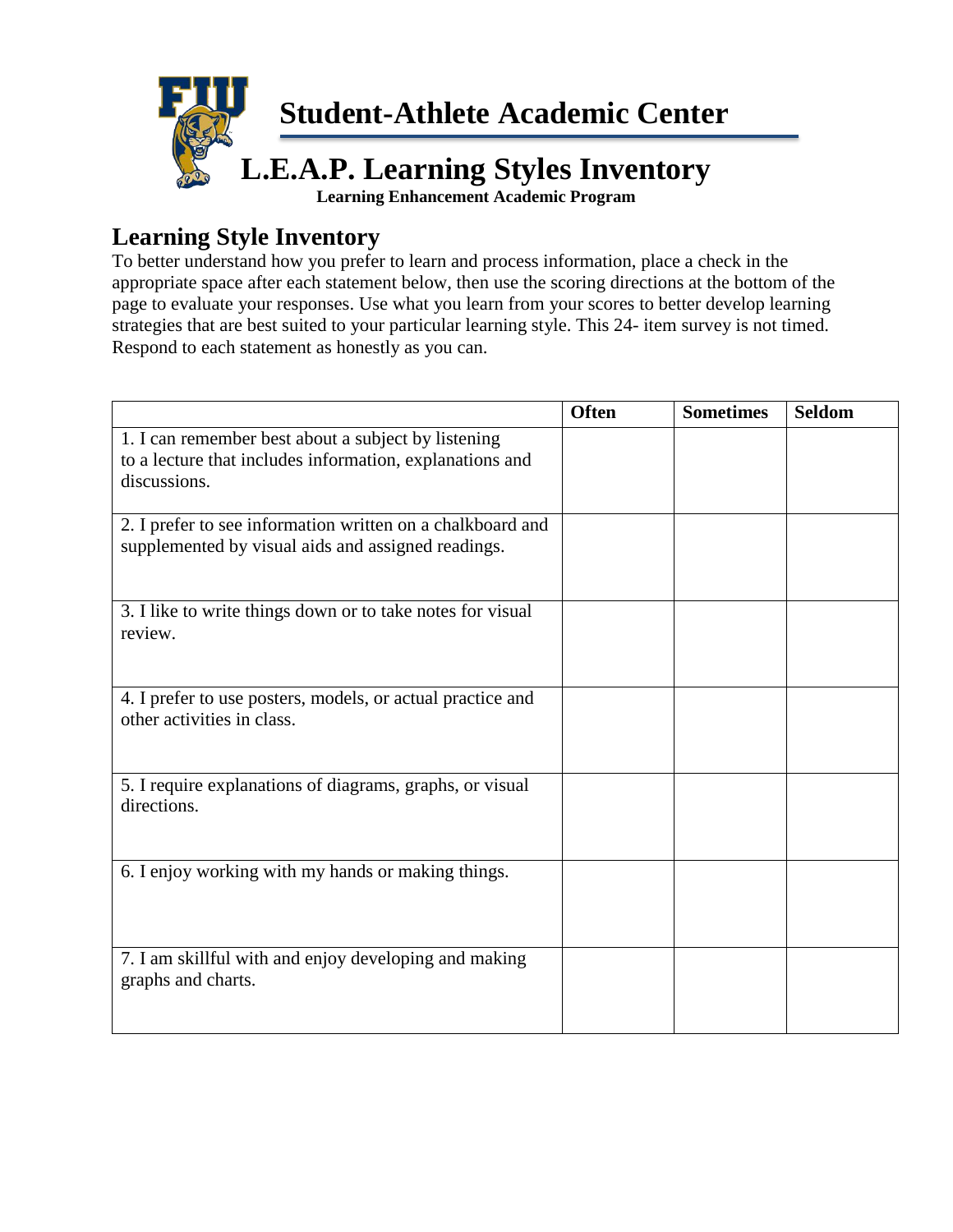# Student-Athlete Academic Center

# L.E.A.P. Learning Styles Inventory

**Learning Enhancement Academic Program**

## Learning Style Inventory

To better understand how you prefer to learn and process information, place a check in the appropriate space after each statement below, then use the scoring directions at the bottom of the page to evaluate your responses. Use what you learn from your scores to better develop learning strategies that are best suited to your particular learning style. This 24- item survey is not timed. Respond to each statement as honestly as you can.

| | Often | Sometimes | Seldom |
|---|---|---|---|
| 1. I can remember best about a subject by listening to a lecture that includes information, explanations and discussions. | | | |
| 2. I prefer to see information written on a chalkboard and supplemented by visual aids and assigned readings. | | | |
| 3. I like to write things down or to take notes for visual review. | | | |
| 4. I prefer to use posters, models, or actual practice and other activities in class. | | | |
| 5. I require explanations of diagrams, graphs, or visual directions. | | | |
| 6. I enjoy working with my hands or making things. | | | |
| 7. I am skillful with and enjoy developing and making graphs and charts. | | | |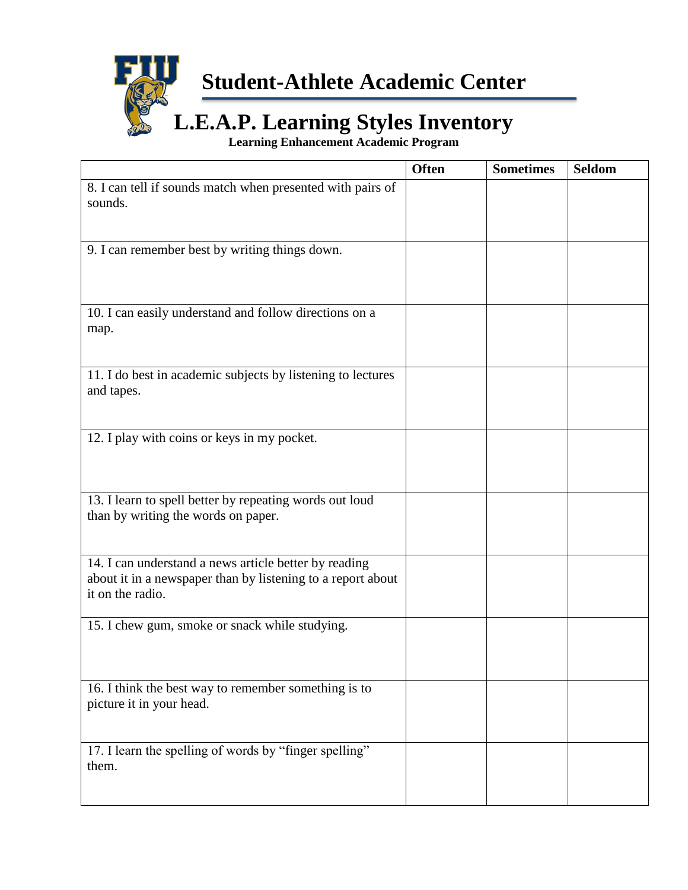# Student-Athlete Academic Center

## L.E.A.P. Learning Styles Inventory

**Learning Enhancement Academic Program**

| | Often | Sometimes | Seldom |
|---|---|---|---|
| 8. I can tell if sounds match when presented with pairs of sounds. | | | |
| 9. I can remember best by writing things down. | | | |
| 10. I can easily understand and follow directions on a map. | | | |
| 11. I do best in academic subjects by listening to lectures and tapes. | | | |
| 12. I play with coins or keys in my pocket. | | | |
| 13. I learn to spell better by repeating words out loud than by writing the words on paper. | | | |
| 14. I can understand a news article better by reading about it in a newspaper than by listening to a report about it on the radio. | | | |
| 15. I chew gum, smoke or snack while studying. | | | |
| 16. I think the best way to remember something is to picture it in your head. | | | |
| 17. I learn the spelling of words by "finger spelling" them. | | | |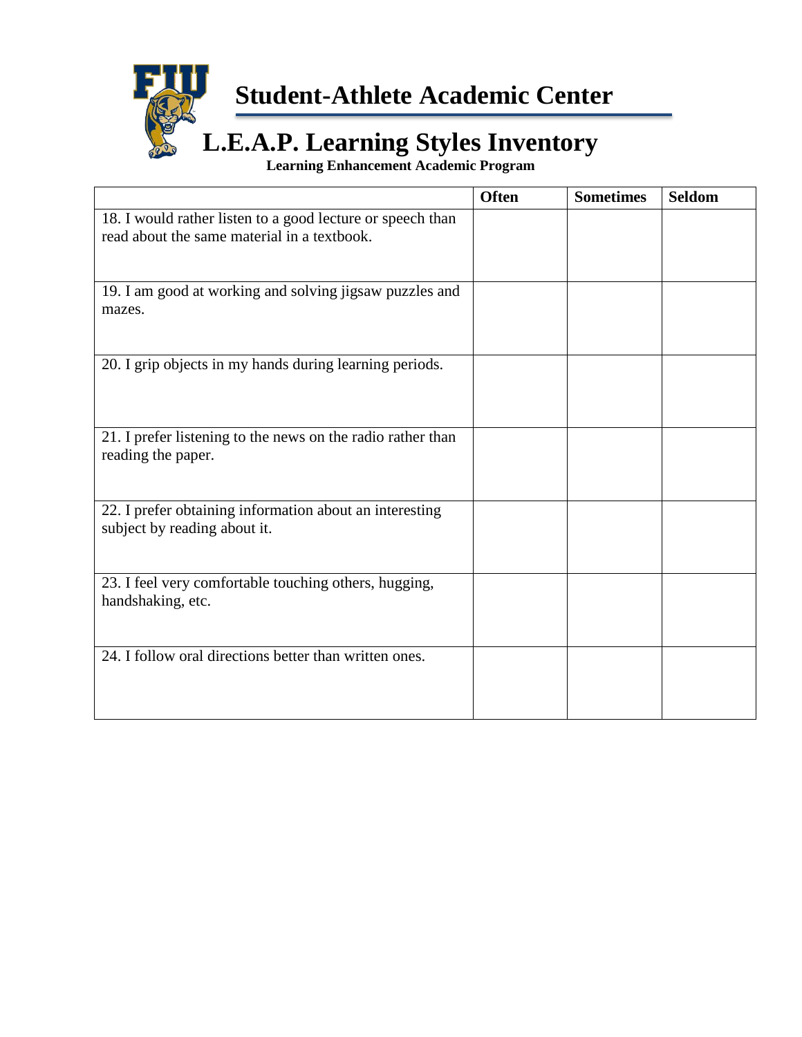# Student-Athlete Academic Center

## L.E.A.P. Learning Styles Inventory

**Learning Enhancement Academic Program**

| | Often | Sometimes | Seldom |
|---|---|---|---|
| 18. I would rather listen to a good lecture or speech than read about the same material in a textbook. | | | |
| 19. I am good at working and solving jigsaw puzzles and mazes. | | | |
| 20. I grip objects in my hands during learning periods. | | | |
| 21. I prefer listening to the news on the radio rather than reading the paper. | | | |
| 22. I prefer obtaining information about an interesting subject by reading about it. | | | |
| 23. I feel very comfortable touching others, hugging, handshaking, etc. | | | |
| 24. I follow oral directions better than written ones. | | | |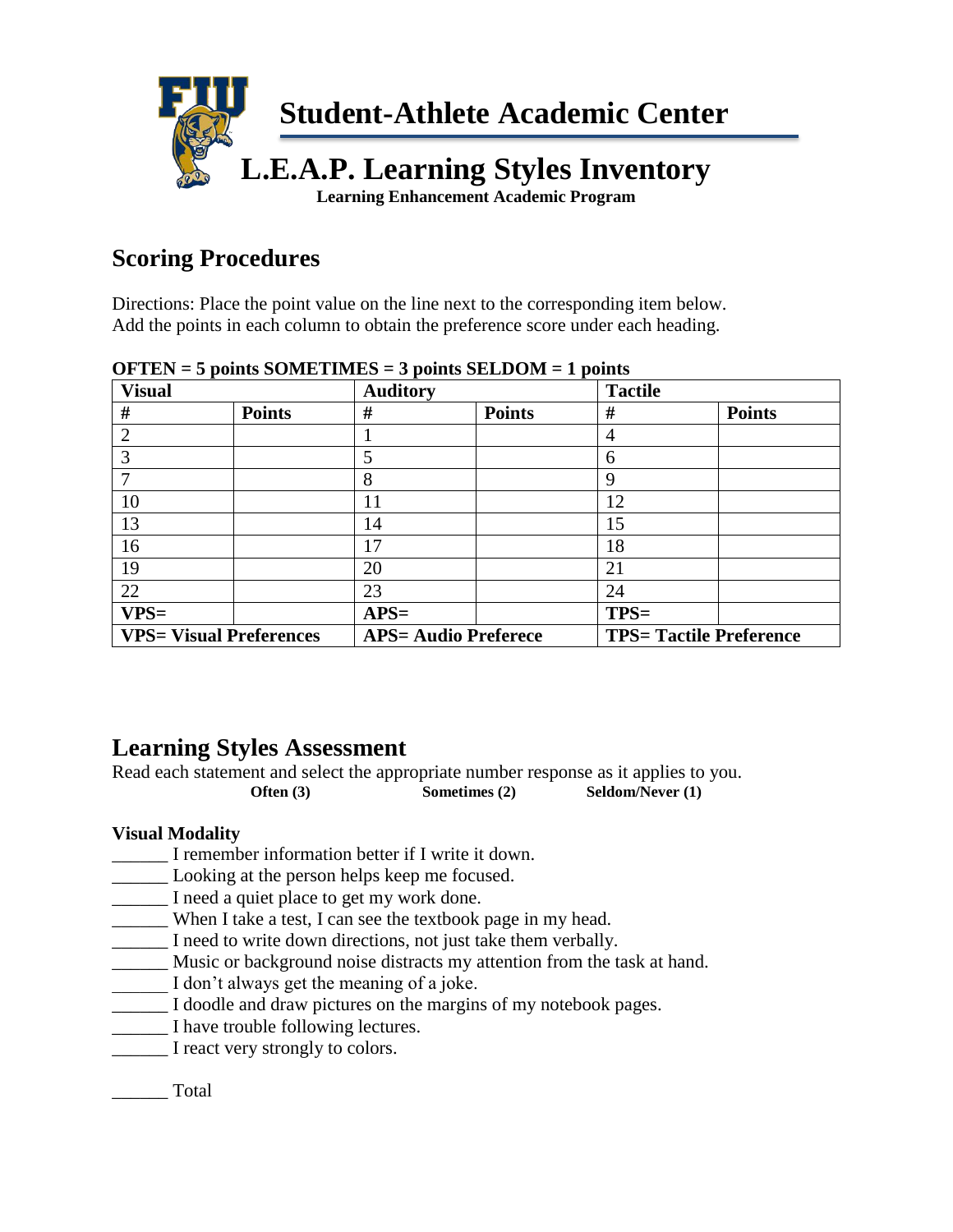# Student-Athlete Academic Center

## L.E.A.P. Learning Styles Inventory

**Learning Enhancement Academic Program**

## Scoring Procedures

Directions: Place the point value on the line next to the corresponding item below.
Add the points in each column to obtain the preference score under each heading.

**OFTEN = 5 points SOMETIMES = 3 points SELDOM = 1 points**

| **Visual** | | **Auditory** | | **Tactile** | |
|---|---|---|---|---|---|
| **#** | **Points** | **#** | **Points** | **#** | **Points** |
| 2 | | 1 | | 4 | |
| 3 | | 5 | | 6 | |
| 7 | | 8 | | 9 | |
| 10 | | 11 | | 12 | |
| 13 | | 14 | | 15 | |
| 16 | | 17 | | 18 | |
| 19 | | 20 | | 21 | |
| 22 | | 23 | | 24 | |
| **VPS=** | | **APS=** | | **TPS=** | |
| **VPS= Visual Preferences** | | **APS= Audio Preferece** | | **TPS= Tactile Preference** | |

## Learning Styles Assessment

Read each statement and select the appropriate number response as it applies to you.

**Often (3)** **Sometimes (2)** **Seldom/Never (1)**

**Visual Modality**

______ I remember information better if I write it down.
______ Looking at the person helps keep me focused.
______ I need a quiet place to get my work done.
______ When I take a test, I can see the textbook page in my head.
______ I need to write down directions, not just take them verbally.
______ Music or background noise distracts my attention from the task at hand.
______ I don't always get the meaning of a joke.
______ I doodle and draw pictures on the margins of my notebook pages.
______ I have trouble following lectures.
______ I react very strongly to colors.

______ Total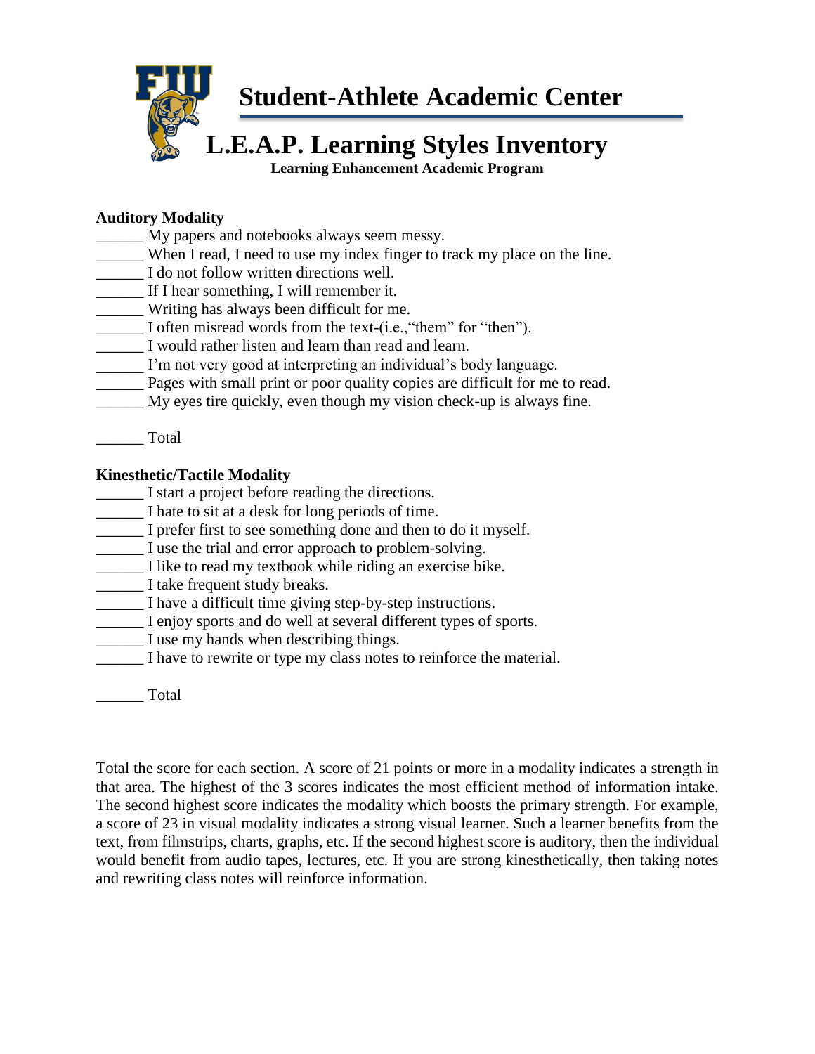# Student-Athlete Academic Center

## L.E.A.P. Learning Styles Inventory

**Learning Enhancement Academic Program**

**Auditory Modality**

______ My papers and notebooks always seem messy.
______ When I read, I need to use my index finger to track my place on the line.
______ I do not follow written directions well.
______ If I hear something, I will remember it.
______ Writing has always been difficult for me.
______ I often misread words from the text-(i.e.,"them" for "then").
______ I would rather listen and learn than read and learn.
______ I'm not very good at interpreting an individual's body language.
______ Pages with small print or poor quality copies are difficult for me to read.
______ My eyes tire quickly, even though my vision check-up is always fine.

______ Total

**Kinesthetic/Tactile Modality**

______ I start a project before reading the directions.
______ I hate to sit at a desk for long periods of time.
______ I prefer first to see something done and then to do it myself.
______ I use the trial and error approach to problem-solving.
______ I like to read my textbook while riding an exercise bike.
______ I take frequent study breaks.
______ I have a difficult time giving step-by-step instructions.
______ I enjoy sports and do well at several different types of sports.
______ I use my hands when describing things.
______ I have to rewrite or type my class notes to reinforce the material.

______ Total

Total the score for each section. A score of 21 points or more in a modality indicates a strength in that area. The highest of the 3 scores indicates the most efficient method of information intake. The second highest score indicates the modality which boosts the primary strength. For example, a score of 23 in visual modality indicates a strong visual learner. Such a learner benefits from the text, from filmstrips, charts, graphs, etc. If the second highest score is auditory, then the individual would benefit from audio tapes, lectures, etc. If you are strong kinesthetically, then taking notes and rewriting class notes will reinforce information.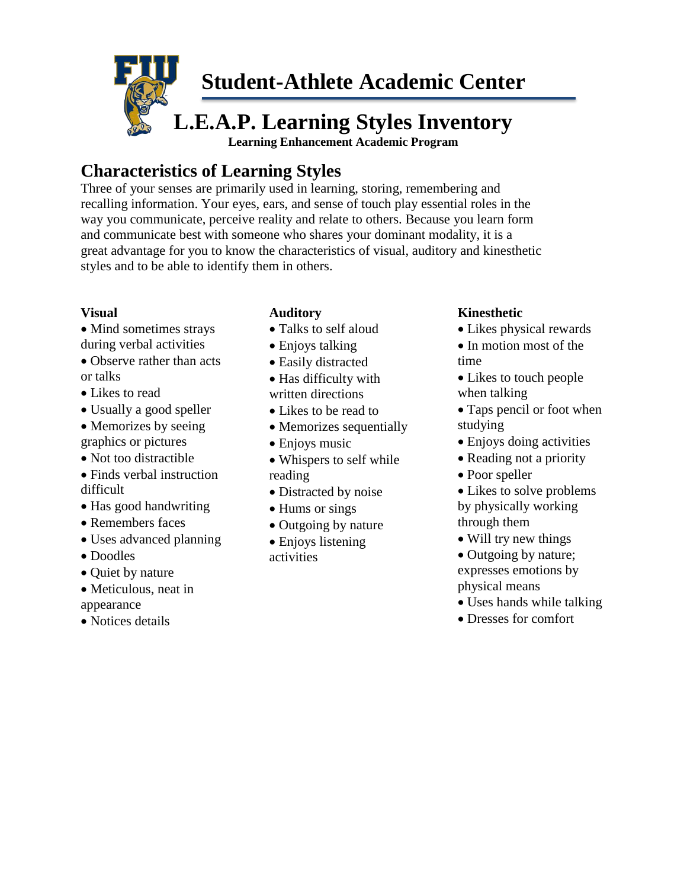# Student-Athlete Academic Center

# L.E.A.P. Learning Styles Inventory

**Learning Enhancement Academic Program**

## Characteristics of Learning Styles

Three of your senses are primarily used in learning, storing, remembering and recalling information. Your eyes, ears, and sense of touch play essential roles in the way you communicate, perceive reality and relate to others. Because you learn form and communicate best with someone who shares your dominant modality, it is a great advantage for you to know the characteristics of visual, auditory and kinesthetic styles and to be able to identify them in others.

**Visual**

- Mind sometimes strays during verbal activities
- Observe rather than acts or talks
- Likes to read
- Usually a good speller
- Memorizes by seeing graphics or pictures
- Not too distractible
- Finds verbal instruction difficult
- Has good handwriting
- Remembers faces
- Uses advanced planning
- Doodles
- Quiet by nature
- Meticulous, neat in appearance
- Notices details

**Auditory**

- Talks to self aloud
- Enjoys talking
- Easily distracted
- Has difficulty with written directions
- Likes to be read to
- Memorizes sequentially
- Enjoys music
- Whispers to self while reading
- Distracted by noise
- Hums or sings
- Outgoing by nature
- Enjoys listening activities

**Kinesthetic**

- Likes physical rewards
- In motion most of the time
- Likes to touch people when talking
- Taps pencil or foot when studying
- Enjoys doing activities
- Reading not a priority
- Poor speller
- Likes to solve problems by physically working through them
- Will try new things
- Outgoing by nature; expresses emotions by physical means
- Uses hands while talking
- Dresses for comfort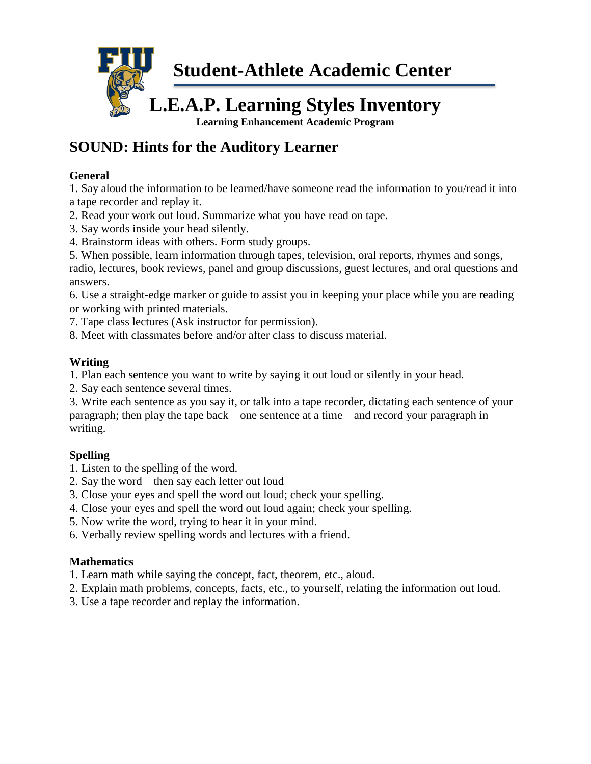# Student-Athlete Academic Center

# L.E.A.P. Learning Styles Inventory

**Learning Enhancement Academic Program**

## SOUND: Hints for the Auditory Learner

**General**

1. Say aloud the information to be learned/have someone read the information to you/read it into a tape recorder and replay it.
2. Read your work out loud. Summarize what you have read on tape.
3. Say words inside your head silently.
4. Brainstorm ideas with others. Form study groups.
5. When possible, learn information through tapes, television, oral reports, rhymes and songs, radio, lectures, book reviews, panel and group discussions, guest lectures, and oral questions and answers.
6. Use a straight-edge marker or guide to assist you in keeping your place while you are reading or working with printed materials.
7. Tape class lectures (Ask instructor for permission).
8. Meet with classmates before and/or after class to discuss material.

**Writing**

1. Plan each sentence you want to write by saying it out loud or silently in your head.
2. Say each sentence several times.
3. Write each sentence as you say it, or talk into a tape recorder, dictating each sentence of your paragraph; then play the tape back – one sentence at a time – and record your paragraph in writing.

**Spelling**

1. Listen to the spelling of the word.
2. Say the word – then say each letter out loud
3. Close your eyes and spell the word out loud; check your spelling.
4. Close your eyes and spell the word out loud again; check your spelling.
5. Now write the word, trying to hear it in your mind.
6. Verbally review spelling words and lectures with a friend.

**Mathematics**

1. Learn math while saying the concept, fact, theorem, etc., aloud.
2. Explain math problems, concepts, facts, etc., to yourself, relating the information out loud.
3. Use a tape recorder and replay the information.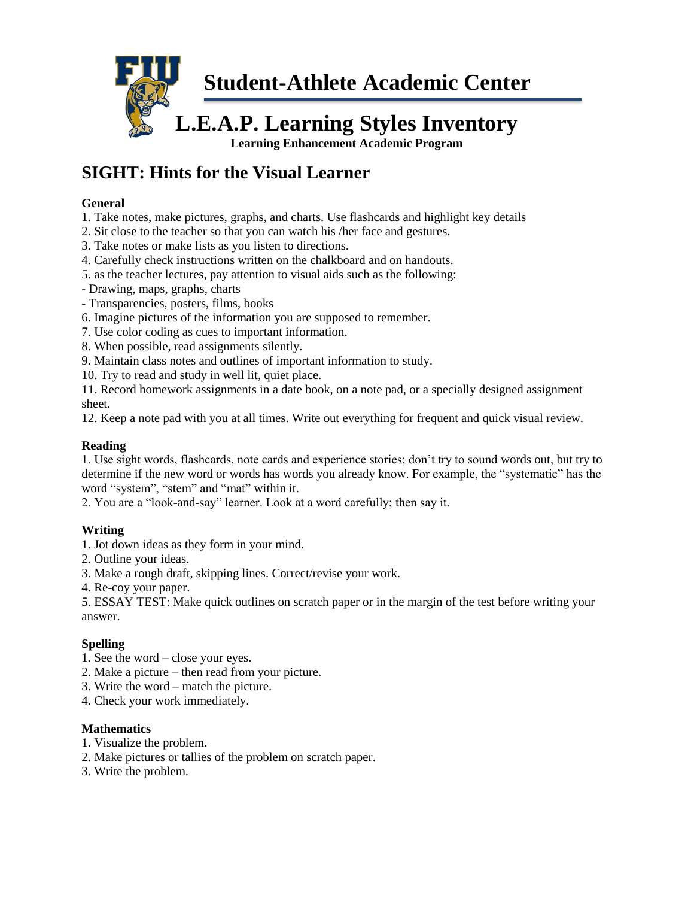# Student-Athlete Academic Center

# L.E.A.P. Learning Styles Inventory

**Learning Enhancement Academic Program**

## SIGHT: Hints for the Visual Learner

**General**

1. Take notes, make pictures, graphs, and charts. Use flashcards and highlight key details
2. Sit close to the teacher so that you can watch his /her face and gestures.
3. Take notes or make lists as you listen to directions.
4. Carefully check instructions written on the chalkboard and on handouts.
5. as the teacher lectures, pay attention to visual aids such as the following:

- Drawing, maps, graphs, charts
- Transparencies, posters, films, books

6. Imagine pictures of the information you are supposed to remember.
7. Use color coding as cues to important information.
8. When possible, read assignments silently.
9. Maintain class notes and outlines of important information to study.
10. Try to read and study in well lit, quiet place.
11. Record homework assignments in a date book, on a note pad, or a specially designed assignment sheet.
12. Keep a note pad with you at all times. Write out everything for frequent and quick visual review.

**Reading**

1. Use sight words, flashcards, note cards and experience stories; don't try to sound words out, but try to determine if the new word or words has words you already know. For example, the "systematic" has the word "system", "stem" and "mat" within it.
2. You are a "look-and-say" learner. Look at a word carefully; then say it.

**Writing**

1. Jot down ideas as they form in your mind.
2. Outline your ideas.
3. Make a rough draft, skipping lines. Correct/revise your work.
4. Re-coy your paper.
5. ESSAY TEST: Make quick outlines on scratch paper or in the margin of the test before writing your answer.

**Spelling**

1. See the word – close your eyes.
2. Make a picture – then read from your picture.
3. Write the word – match the picture.
4. Check your work immediately.

**Mathematics**

1. Visualize the problem.
2. Make pictures or tallies of the problem on scratch paper.
3. Write the problem.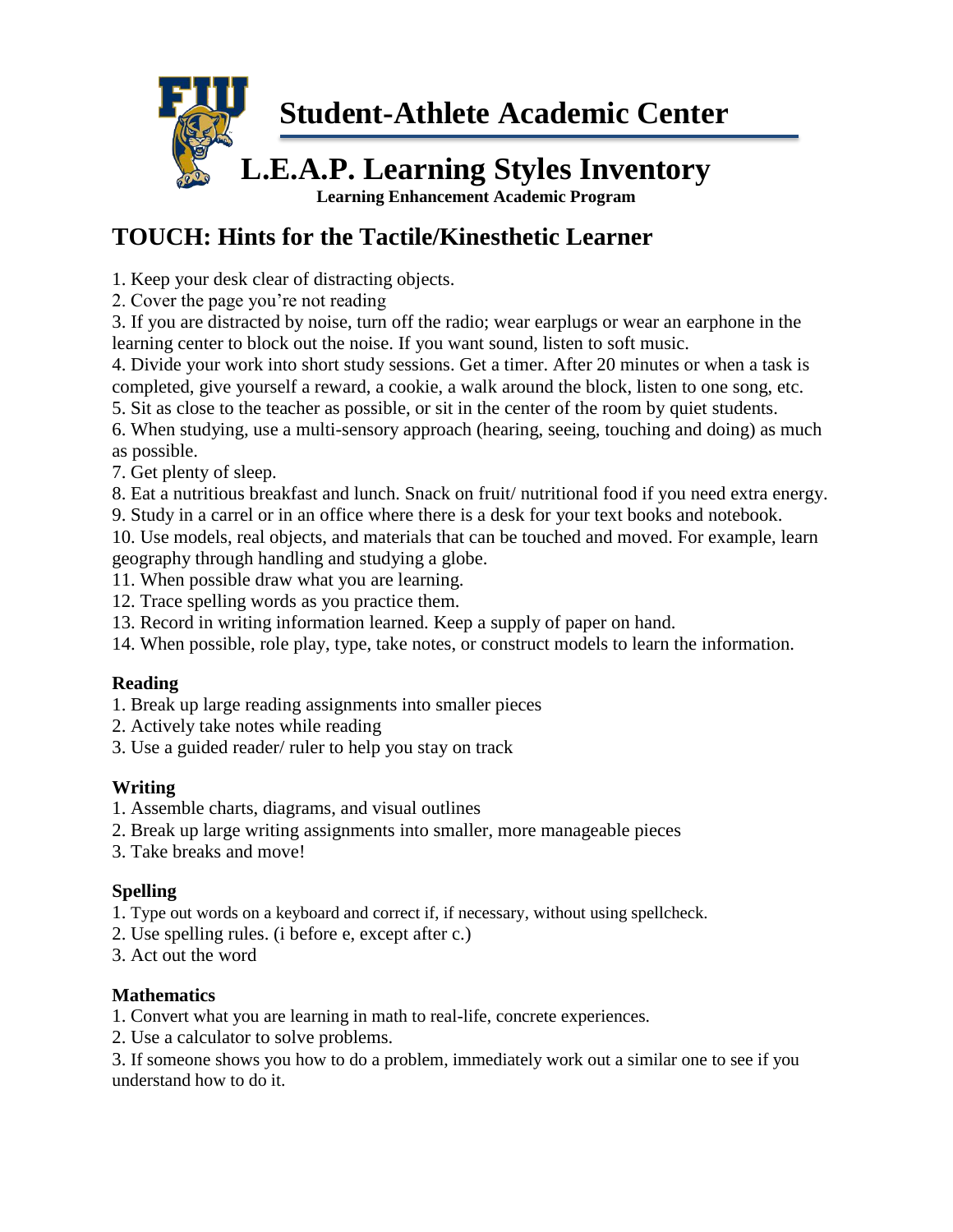# Student-Athlete Academic Center

# L.E.A.P. Learning Styles Inventory

**Learning Enhancement Academic Program**

## TOUCH: Hints for the Tactile/Kinesthetic Learner

1. Keep your desk clear of distracting objects.
2. Cover the page you're not reading
3. If you are distracted by noise, turn off the radio; wear earplugs or wear an earphone in the learning center to block out the noise. If you want sound, listen to soft music.
4. Divide your work into short study sessions. Get a timer. After 20 minutes or when a task is completed, give yourself a reward, a cookie, a walk around the block, listen to one song, etc.
5. Sit as close to the teacher as possible, or sit in the center of the room by quiet students.
6. When studying, use a multi-sensory approach (hearing, seeing, touching and doing) as much as possible.
7. Get plenty of sleep.
8. Eat a nutritious breakfast and lunch. Snack on fruit/ nutritional food if you need extra energy.
9. Study in a carrel or in an office where there is a desk for your text books and notebook.
10. Use models, real objects, and materials that can be touched and moved. For example, learn geography through handling and studying a globe.
11. When possible draw what you are learning.
12. Trace spelling words as you practice them.
13. Record in writing information learned. Keep a supply of paper on hand.
14. When possible, role play, type, take notes, or construct models to learn the information.

### Reading

1. Break up large reading assignments into smaller pieces
2. Actively take notes while reading
3. Use a guided reader/ ruler to help you stay on track

### Writing

1. Assemble charts, diagrams, and visual outlines
2. Break up large writing assignments into smaller, more manageable pieces
3. Take breaks and move!

### Spelling

1. Type out words on a keyboard and correct if, if necessary, without using spellcheck.
2. Use spelling rules. (i before e, except after c.)
3. Act out the word

### Mathematics

1. Convert what you are learning in math to real-life, concrete experiences.
2. Use a calculator to solve problems.
3. If someone shows you how to do a problem, immediately work out a similar one to see if you understand how to do it.